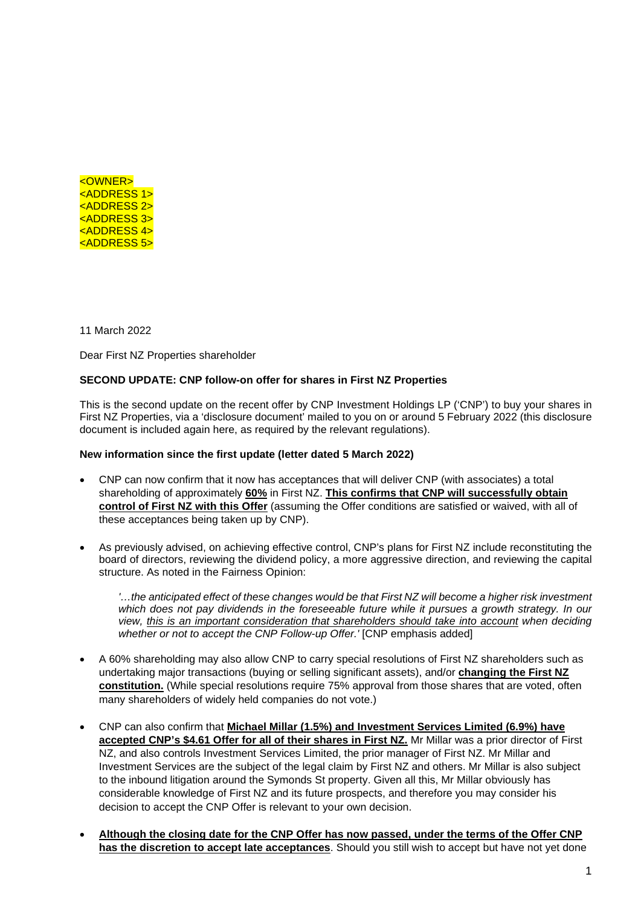<OWNER>
<ADDRESS 1>
<ADDRESS 2>
<ADDRESS 3>
<ADDRESS 4>
<ADDRESS 5>

11 March 2022

Dear First NZ Properties shareholder

**SECOND UPDATE: CNP follow-on offer for shares in First NZ Properties**

This is the second update on the recent offer by CNP Investment Holdings LP ('CNP') to buy your shares in First NZ Properties, via a 'disclosure document' mailed to you on or around 5 February 2022 (this disclosure document is included again here, as required by the relevant regulations).

**New information since the first update (letter dated 5 March 2022)**

- CNP can now confirm that it now has acceptances that will deliver CNP (with associates) a total shareholding of approximately **60%** in First NZ. **This confirms that CNP will successfully obtain control of First NZ with this Offer** (assuming the Offer conditions are satisfied or waived, with all of these acceptances being taken up by CNP).

- As previously advised, on achieving effective control, CNP's plans for First NZ include reconstituting the board of directors, reviewing the dividend policy, a more aggressive direction, and reviewing the capital structure. As noted in the Fairness Opinion:

  *'…the anticipated effect of these changes would be that First NZ will become a higher risk investment which does not pay dividends in the foreseeable future while it pursues a growth strategy. In our view, this is an important consideration that shareholders should take into account when deciding whether or not to accept the CNP Follow-up Offer.'* [CNP emphasis added]

- A 60% shareholding may also allow CNP to carry special resolutions of First NZ shareholders such as undertaking major transactions (buying or selling significant assets), and/or **changing the First NZ constitution.** (While special resolutions require 75% approval from those shares that are voted, often many shareholders of widely held companies do not vote.)

- CNP can also confirm that **Michael Millar (1.5%) and Investment Services Limited (6.9%) have accepted CNP's $4.61 Offer for all of their shares in First NZ.** Mr Millar was a prior director of First NZ, and also controls Investment Services Limited, the prior manager of First NZ. Mr Millar and Investment Services are the subject of the legal claim by First NZ and others. Mr Millar is also subject to the inbound litigation around the Symonds St property. Given all this, Mr Millar obviously has considerable knowledge of First NZ and its future prospects, and therefore you may consider his decision to accept the CNP Offer is relevant to your own decision.

- **Although the closing date for the CNP Offer has now passed, under the terms of the Offer CNP has the discretion to accept late acceptances**. Should you still wish to accept but have not yet done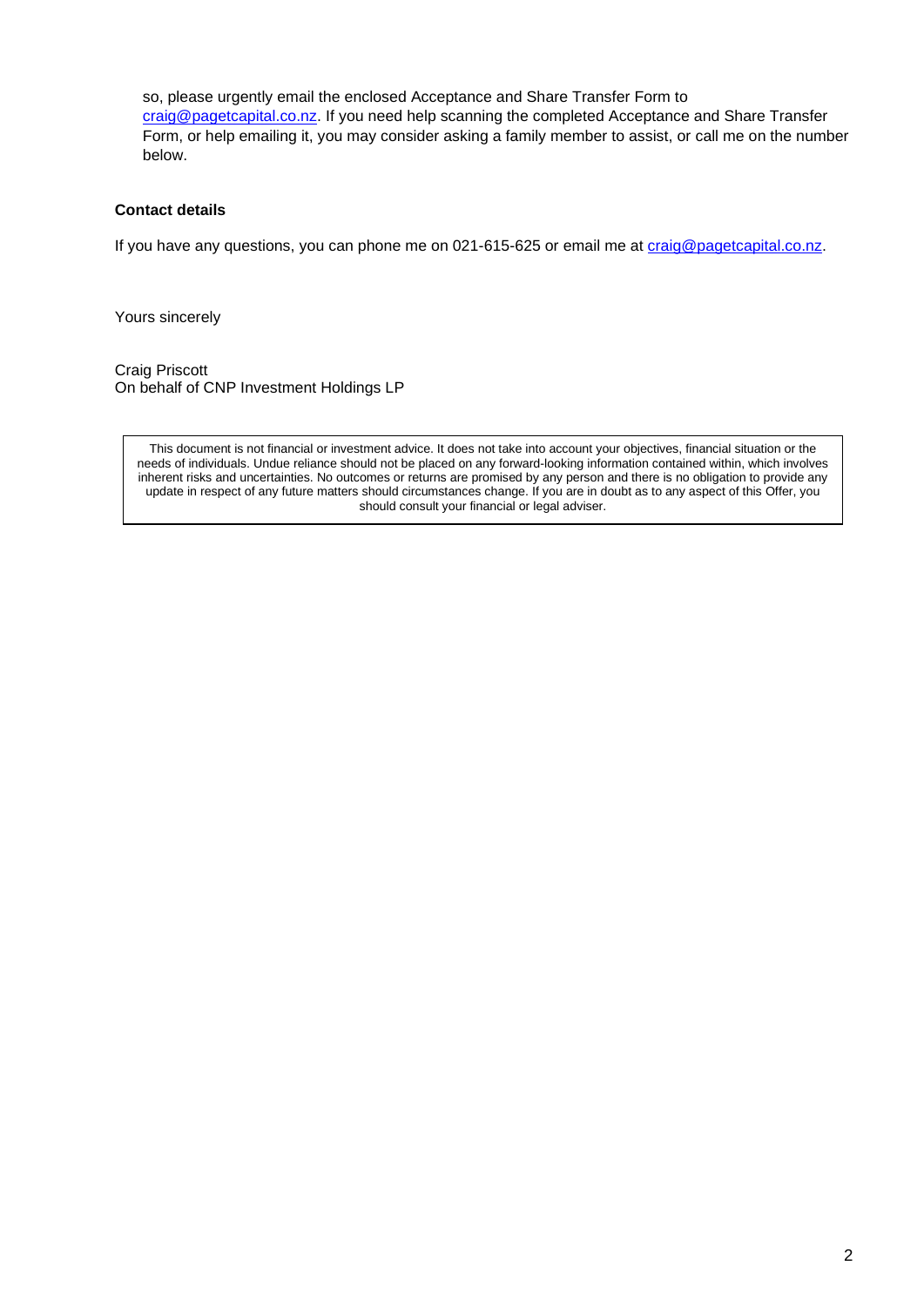so, please urgently email the enclosed Acceptance and Share Transfer Form to craig@pagetcapital.co.nz. If you need help scanning the completed Acceptance and Share Transfer Form, or help emailing it, you may consider asking a family member to assist, or call me on the number below.

**Contact details**

If you have any questions, you can phone me on 021-615-625 or email me at craig@pagetcapital.co.nz.

Yours sincerely

Craig Priscott
On behalf of CNP Investment Holdings LP

> This document is not financial or investment advice. It does not take into account your objectives, financial situation or the needs of individuals. Undue reliance should not be placed on any forward-looking information contained within, which involves inherent risks and uncertainties. No outcomes or returns are promised by any person and there is no obligation to provide any update in respect of any future matters should circumstances change. If you are in doubt as to any aspect of this Offer, you should consult your financial or legal adviser.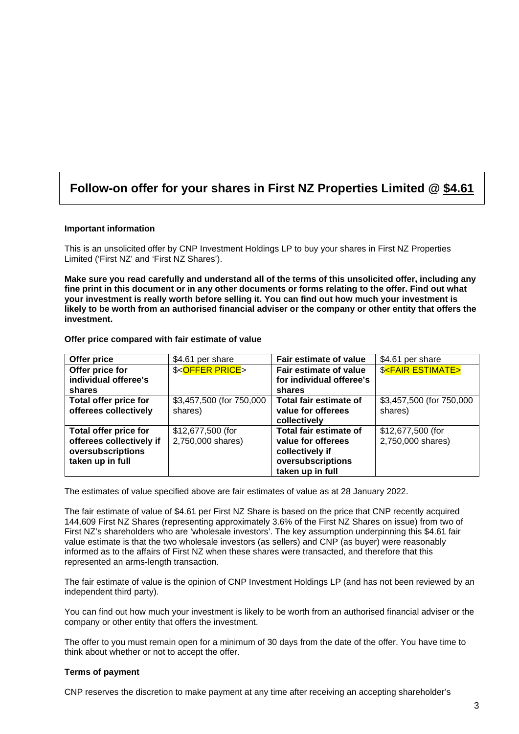# Follow-on offer for your shares in First NZ Properties Limited @ <u>$4.61</u>

**Important information**

This is an unsolicited offer by CNP Investment Holdings LP to buy your shares in First NZ Properties Limited ('First NZ' and 'First NZ Shares').

**Make sure you read carefully and understand all of the terms of this unsolicited offer, including any fine print in this document or in any other documents or forms relating to the offer. Find out what your investment is really worth before selling it. You can find out how much your investment is likely to be worth from an authorised financial adviser or the company or other entity that offers the investment.**

**Offer price compared with fair estimate of value**

| **Offer price** | $4.61 per share | **Fair estimate of value** | $4.61 per share |
|---|---|---|---|
| **Offer price for individual offeree's shares** | $<OFFER PRICE> | **Fair estimate of value for individual offeree's shares** | $<FAIR ESTIMATE> |
| **Total offer price for offerees collectively** | $3,457,500 (for 750,000 shares) | **Total fair estimate of value for offerees collectively** | $3,457,500 (for 750,000 shares) |
| **Total offer price for offerees collectively if oversubscriptions taken up in full** | $12,677,500 (for 2,750,000 shares) | **Total fair estimate of value for offerees collectively if oversubscriptions taken up in full** | $12,677,500 (for 2,750,000 shares) |

The estimates of value specified above are fair estimates of value as at 28 January 2022.

The fair estimate of value of $4.61 per First NZ Share is based on the price that CNP recently acquired 144,609 First NZ Shares (representing approximately 3.6% of the First NZ Shares on issue) from two of First NZ's shareholders who are 'wholesale investors'. The key assumption underpinning this $4.61 fair value estimate is that the two wholesale investors (as sellers) and CNP (as buyer) were reasonably informed as to the affairs of First NZ when these shares were transacted, and therefore that this represented an arms-length transaction.

The fair estimate of value is the opinion of CNP Investment Holdings LP (and has not been reviewed by an independent third party).

You can find out how much your investment is likely to be worth from an authorised financial adviser or the company or other entity that offers the investment.

The offer to you must remain open for a minimum of 30 days from the date of the offer. You have time to think about whether or not to accept the offer.

**Terms of payment**

CNP reserves the discretion to make payment at any time after receiving an accepting shareholder's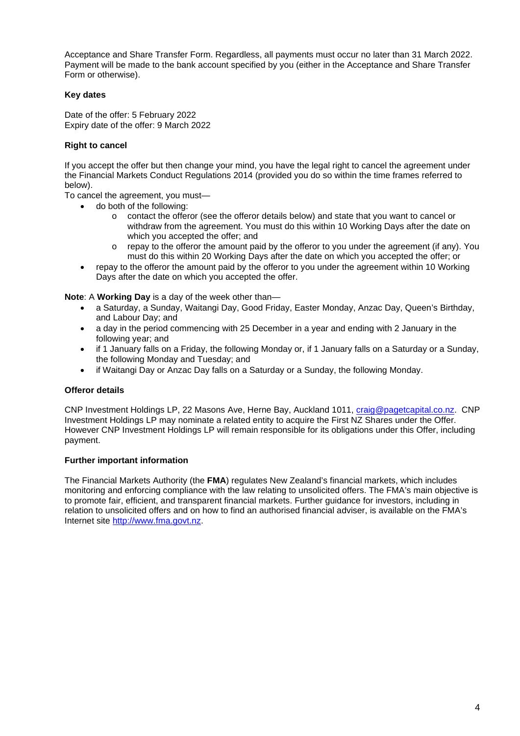Acceptance and Share Transfer Form. Regardless, all payments must occur no later than 31 March 2022. Payment will be made to the bank account specified by you (either in the Acceptance and Share Transfer Form or otherwise).

**Key dates**

Date of the offer: 5 February 2022
Expiry date of the offer: 9 March 2022

**Right to cancel**

If you accept the offer but then change your mind, you have the legal right to cancel the agreement under the Financial Markets Conduct Regulations 2014 (provided you do so within the time frames referred to below).
To cancel the agreement, you must—

- do both of the following:
  - contact the offeror (see the offeror details below) and state that you want to cancel or withdraw from the agreement. You must do this within 10 Working Days after the date on which you accepted the offer; and
  - repay to the offeror the amount paid by the offeror to you under the agreement (if any). You must do this within 20 Working Days after the date on which you accepted the offer; or
- repay to the offeror the amount paid by the offeror to you under the agreement within 10 Working Days after the date on which you accepted the offer.

**Note**: A **Working Day** is a day of the week other than—

- a Saturday, a Sunday, Waitangi Day, Good Friday, Easter Monday, Anzac Day, Queen's Birthday, and Labour Day; and
- a day in the period commencing with 25 December in a year and ending with 2 January in the following year; and
- if 1 January falls on a Friday, the following Monday or, if 1 January falls on a Saturday or a Sunday, the following Monday and Tuesday; and
- if Waitangi Day or Anzac Day falls on a Saturday or a Sunday, the following Monday.

**Offeror details**

CNP Investment Holdings LP, 22 Masons Ave, Herne Bay, Auckland 1011, craig@pagetcapital.co.nz. CNP Investment Holdings LP may nominate a related entity to acquire the First NZ Shares under the Offer. However CNP Investment Holdings LP will remain responsible for its obligations under this Offer, including payment.

**Further important information**

The Financial Markets Authority (the **FMA**) regulates New Zealand's financial markets, which includes monitoring and enforcing compliance with the law relating to unsolicited offers. The FMA's main objective is to promote fair, efficient, and transparent financial markets. Further guidance for investors, including in relation to unsolicited offers and on how to find an authorised financial adviser, is available on the FMA's Internet site http://www.fma.govt.nz.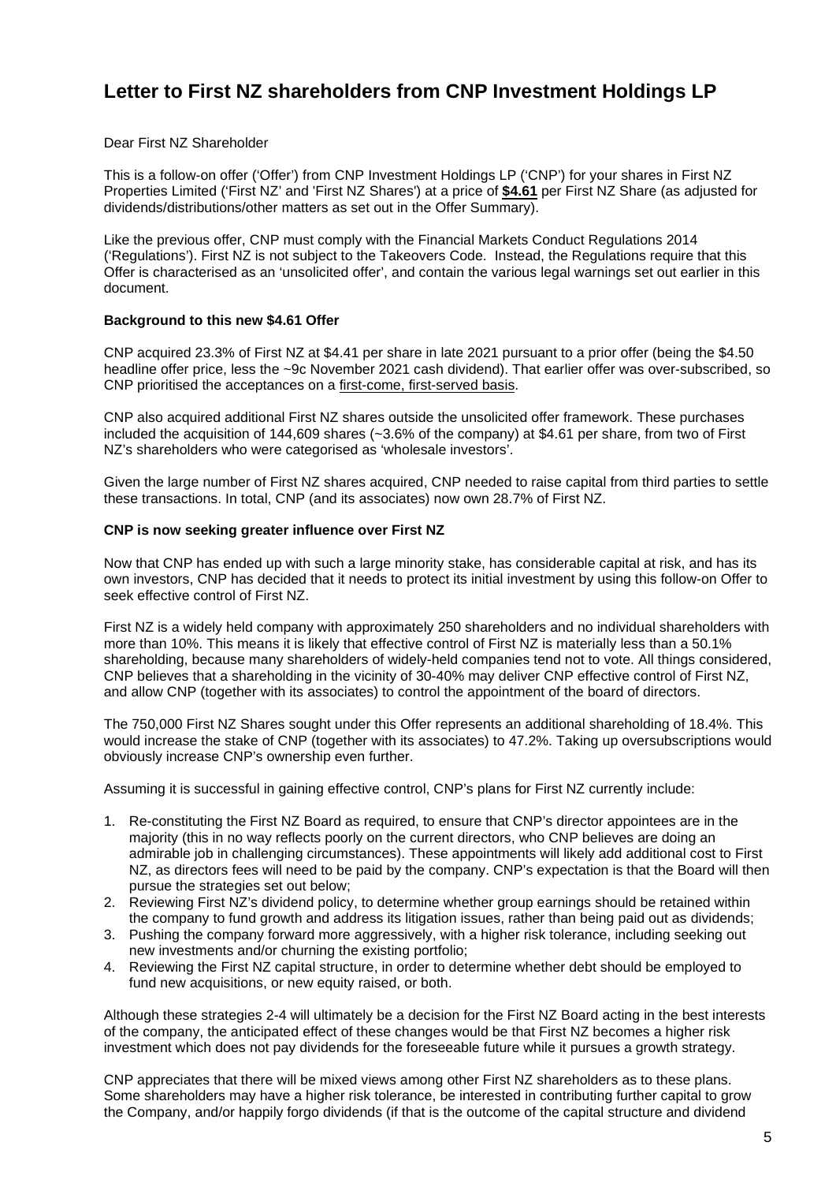# Letter to First NZ shareholders from CNP Investment Holdings LP

Dear First NZ Shareholder

This is a follow-on offer ('Offer') from CNP Investment Holdings LP ('CNP') for your shares in First NZ Properties Limited ('First NZ' and 'First NZ Shares') at a price of **$4.61** per First NZ Share (as adjusted for dividends/distributions/other matters as set out in the Offer Summary).

Like the previous offer, CNP must comply with the Financial Markets Conduct Regulations 2014 ('Regulations'). First NZ is not subject to the Takeovers Code. Instead, the Regulations require that this Offer is characterised as an 'unsolicited offer', and contain the various legal warnings set out earlier in this document.

**Background to this new $4.61 Offer**

CNP acquired 23.3% of First NZ at $4.41 per share in late 2021 pursuant to a prior offer (being the $4.50 headline offer price, less the ~9c November 2021 cash dividend). That earlier offer was over-subscribed, so CNP prioritised the acceptances on a first-come, first-served basis.

CNP also acquired additional First NZ shares outside the unsolicited offer framework. These purchases included the acquisition of 144,609 shares (~3.6% of the company) at $4.61 per share, from two of First NZ's shareholders who were categorised as 'wholesale investors'.

Given the large number of First NZ shares acquired, CNP needed to raise capital from third parties to settle these transactions. In total, CNP (and its associates) now own 28.7% of First NZ.

**CNP is now seeking greater influence over First NZ**

Now that CNP has ended up with such a large minority stake, has considerable capital at risk, and has its own investors, CNP has decided that it needs to protect its initial investment by using this follow-on Offer to seek effective control of First NZ.

First NZ is a widely held company with approximately 250 shareholders and no individual shareholders with more than 10%. This means it is likely that effective control of First NZ is materially less than a 50.1% shareholding, because many shareholders of widely-held companies tend not to vote. All things considered, CNP believes that a shareholding in the vicinity of 30-40% may deliver CNP effective control of First NZ, and allow CNP (together with its associates) to control the appointment of the board of directors.

The 750,000 First NZ Shares sought under this Offer represents an additional shareholding of 18.4%. This would increase the stake of CNP (together with its associates) to 47.2%. Taking up oversubscriptions would obviously increase CNP's ownership even further.

Assuming it is successful in gaining effective control, CNP's plans for First NZ currently include:

1. Re-constituting the First NZ Board as required, to ensure that CNP's director appointees are in the majority (this in no way reflects poorly on the current directors, who CNP believes are doing an admirable job in challenging circumstances). These appointments will likely add additional cost to First NZ, as directors fees will need to be paid by the company. CNP's expectation is that the Board will then pursue the strategies set out below;
2. Reviewing First NZ's dividend policy, to determine whether group earnings should be retained within the company to fund growth and address its litigation issues, rather than being paid out as dividends;
3. Pushing the company forward more aggressively, with a higher risk tolerance, including seeking out new investments and/or churning the existing portfolio;
4. Reviewing the First NZ capital structure, in order to determine whether debt should be employed to fund new acquisitions, or new equity raised, or both.

Although these strategies 2-4 will ultimately be a decision for the First NZ Board acting in the best interests of the company, the anticipated effect of these changes would be that First NZ becomes a higher risk investment which does not pay dividends for the foreseeable future while it pursues a growth strategy.

CNP appreciates that there will be mixed views among other First NZ shareholders as to these plans. Some shareholders may have a higher risk tolerance, be interested in contributing further capital to grow the Company, and/or happily forgo dividends (if that is the outcome of the capital structure and dividend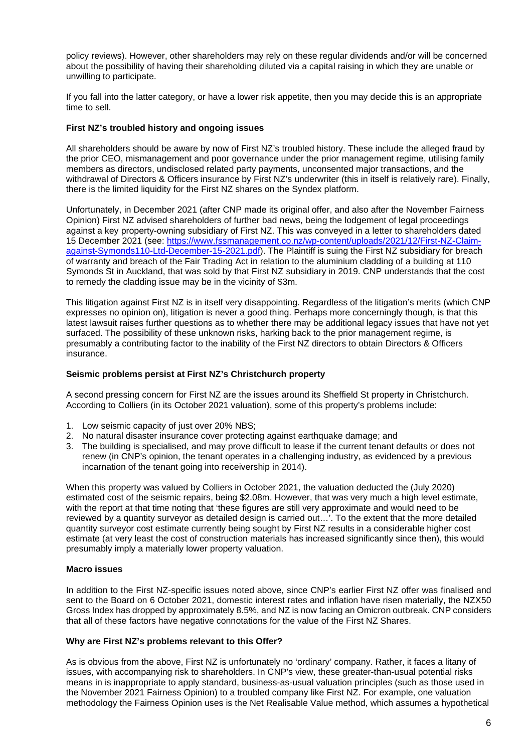policy reviews). However, other shareholders may rely on these regular dividends and/or will be concerned about the possibility of having their shareholding diluted via a capital raising in which they are unable or unwilling to participate.

If you fall into the latter category, or have a lower risk appetite, then you may decide this is an appropriate time to sell.

**First NZ's troubled history and ongoing issues**

All shareholders should be aware by now of First NZ's troubled history. These include the alleged fraud by the prior CEO, mismanagement and poor governance under the prior management regime, utilising family members as directors, undisclosed related party payments, unconsented major transactions, and the withdrawal of Directors & Officers insurance by First NZ's underwriter (this in itself is relatively rare). Finally, there is the limited liquidity for the First NZ shares on the Syndex platform.

Unfortunately, in December 2021 (after CNP made its original offer, and also after the November Fairness Opinion) First NZ advised shareholders of further bad news, being the lodgement of legal proceedings against a key property-owning subsidiary of First NZ. This was conveyed in a letter to shareholders dated 15 December 2021 (see: [https://www.fssmanagement.co.nz/wp-content/uploads/2021/12/First-NZ-Claim-against-Symonds110-Ltd-December-15-2021.pdf](https://www.fssmanagement.co.nz/wp-content/uploads/2021/12/First-NZ-Claim-against-Symonds110-Ltd-December-15-2021.pdf)). The Plaintiff is suing the First NZ subsidiary for breach of warranty and breach of the Fair Trading Act in relation to the aluminium cladding of a building at 110 Symonds St in Auckland, that was sold by that First NZ subsidiary in 2019. CNP understands that the cost to remedy the cladding issue may be in the vicinity of $3m.

This litigation against First NZ is in itself very disappointing. Regardless of the litigation's merits (which CNP expresses no opinion on), litigation is never a good thing. Perhaps more concerningly though, is that this latest lawsuit raises further questions as to whether there may be additional legacy issues that have not yet surfaced. The possibility of these unknown risks, harking back to the prior management regime, is presumably a contributing factor to the inability of the First NZ directors to obtain Directors & Officers insurance.

**Seismic problems persist at First NZ's Christchurch property**

A second pressing concern for First NZ are the issues around its Sheffield St property in Christchurch. According to Colliers (in its October 2021 valuation), some of this property's problems include:

1. Low seismic capacity of just over 20% NBS;
2. No natural disaster insurance cover protecting against earthquake damage; and
3. The building is specialised, and may prove difficult to lease if the current tenant defaults or does not renew (in CNP's opinion, the tenant operates in a challenging industry, as evidenced by a previous incarnation of the tenant going into receivership in 2014).

When this property was valued by Colliers in October 2021, the valuation deducted the (July 2020) estimated cost of the seismic repairs, being $2.08m. However, that was very much a high level estimate, with the report at that time noting that 'these figures are still very approximate and would need to be reviewed by a quantity surveyor as detailed design is carried out…'. To the extent that the more detailed quantity surveyor cost estimate currently being sought by First NZ results in a considerable higher cost estimate (at very least the cost of construction materials has increased significantly since then), this would presumably imply a materially lower property valuation.

**Macro issues**

In addition to the First NZ-specific issues noted above, since CNP's earlier First NZ offer was finalised and sent to the Board on 6 October 2021, domestic interest rates and inflation have risen materially, the NZX50 Gross Index has dropped by approximately 8.5%, and NZ is now facing an Omicron outbreak. CNP considers that all of these factors have negative connotations for the value of the First NZ Shares.

**Why are First NZ's problems relevant to this Offer?**

As is obvious from the above, First NZ is unfortunately no 'ordinary' company. Rather, it faces a litany of issues, with accompanying risk to shareholders. In CNP's view, these greater-than-usual potential risks means in is inappropriate to apply standard, business-as-usual valuation principles (such as those used in the November 2021 Fairness Opinion) to a troubled company like First NZ. For example, one valuation methodology the Fairness Opinion uses is the Net Realisable Value method, which assumes a hypothetical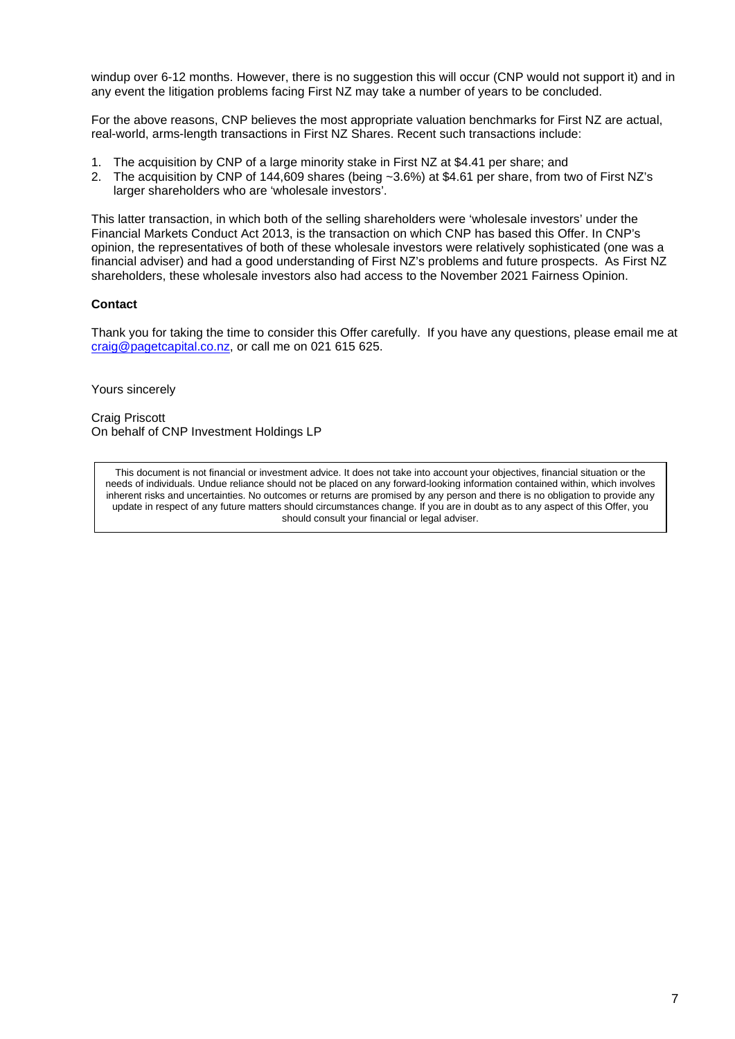windup over 6-12 months. However, there is no suggestion this will occur (CNP would not support it) and in any event the litigation problems facing First NZ may take a number of years to be concluded.

For the above reasons, CNP believes the most appropriate valuation benchmarks for First NZ are actual, real-world, arms-length transactions in First NZ Shares. Recent such transactions include:

1. The acquisition by CNP of a large minority stake in First NZ at $4.41 per share; and
2. The acquisition by CNP of 144,609 shares (being ~3.6%) at $4.61 per share, from two of First NZ's larger shareholders who are 'wholesale investors'.

This latter transaction, in which both of the selling shareholders were 'wholesale investors' under the Financial Markets Conduct Act 2013, is the transaction on which CNP has based this Offer. In CNP's opinion, the representatives of both of these wholesale investors were relatively sophisticated (one was a financial adviser) and had a good understanding of First NZ's problems and future prospects. As First NZ shareholders, these wholesale investors also had access to the November 2021 Fairness Opinion.

**Contact**

Thank you for taking the time to consider this Offer carefully. If you have any questions, please email me at craig@pagetcapital.co.nz, or call me on 021 615 625.

Yours sincerely

Craig Priscott
On behalf of CNP Investment Holdings LP

This document is not financial or investment advice. It does not take into account your objectives, financial situation or the needs of individuals. Undue reliance should not be placed on any forward-looking information contained within, which involves inherent risks and uncertainties. No outcomes or returns are promised by any person and there is no obligation to provide any update in respect of any future matters should circumstances change. If you are in doubt as to any aspect of this Offer, you should consult your financial or legal adviser.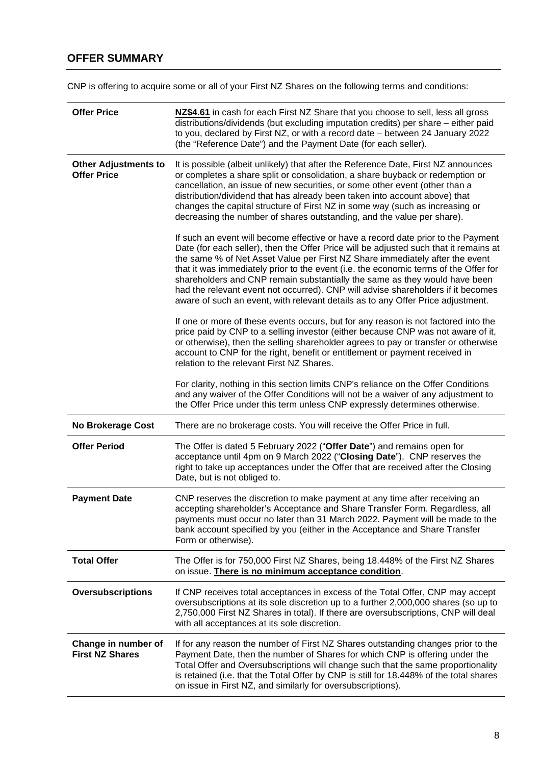## OFFER SUMMARY

CNP is offering to acquire some or all of your First NZ Shares on the following terms and conditions:

| | |
|---|---|
| **Offer Price** | **NZ$4.61** in cash for each First NZ Share that you choose to sell, less all gross distributions/dividends (but excluding imputation credits) per share – either paid to you, declared by First NZ, or with a record date – between 24 January 2022 (the "Reference Date") and the Payment Date (for each seller). |
| **Other Adjustments to Offer Price** | It is possible (albeit unlikely) that after the Reference Date, First NZ announces or completes a share split or consolidation, a share buyback or redemption or cancellation, an issue of new securities, or some other event (other than a distribution/dividend that has already been taken into account above) that changes the capital structure of First NZ in some way (such as increasing or decreasing the number of shares outstanding, and the value per share).<br><br>If such an event will become effective or have a record date prior to the Payment Date (for each seller), then the Offer Price will be adjusted such that it remains at the same % of Net Asset Value per First NZ Share immediately after the event that it was immediately prior to the event (i.e. the economic terms of the Offer for shareholders and CNP remain substantially the same as they would have been had the relevant event not occurred). CNP will advise shareholders if it becomes aware of such an event, with relevant details as to any Offer Price adjustment.<br><br>If one or more of these events occurs, but for any reason is not factored into the price paid by CNP to a selling investor (either because CNP was not aware of it, or otherwise), then the selling shareholder agrees to pay or transfer or otherwise account to CNP for the right, benefit or entitlement or payment received in relation to the relevant First NZ Shares.<br><br>For clarity, nothing in this section limits CNP's reliance on the Offer Conditions and any waiver of the Offer Conditions will not be a waiver of any adjustment to the Offer Price under this term unless CNP expressly determines otherwise. |
| **No Brokerage Cost** | There are no brokerage costs. You will receive the Offer Price in full. |
| **Offer Period** | The Offer is dated 5 February 2022 ("**Offer Date**") and remains open for acceptance until 4pm on 9 March 2022 ("**Closing Date**"). CNP reserves the right to take up acceptances under the Offer that are received after the Closing Date, but is not obliged to. |
| **Payment Date** | CNP reserves the discretion to make payment at any time after receiving an accepting shareholder's Acceptance and Share Transfer Form. Regardless, all payments must occur no later than 31 March 2022. Payment will be made to the bank account specified by you (either in the Acceptance and Share Transfer Form or otherwise). |
| **Total Offer** | The Offer is for 750,000 First NZ Shares, being 18.448% of the First NZ Shares on issue. **There is no minimum acceptance condition**. |
| **Oversubscriptions** | If CNP receives total acceptances in excess of the Total Offer, CNP may accept oversubscriptions at its sole discretion up to a further 2,000,000 shares (so up to 2,750,000 First NZ Shares in total). If there are oversubscriptions, CNP will deal with all acceptances at its sole discretion. |
| **Change in number of First NZ Shares** | If for any reason the number of First NZ Shares outstanding changes prior to the Payment Date, then the number of Shares for which CNP is offering under the Total Offer and Oversubscriptions will change such that the same proportionality is retained (i.e. that the Total Offer by CNP is still for 18.448% of the total shares on issue in First NZ, and similarly for oversubscriptions). |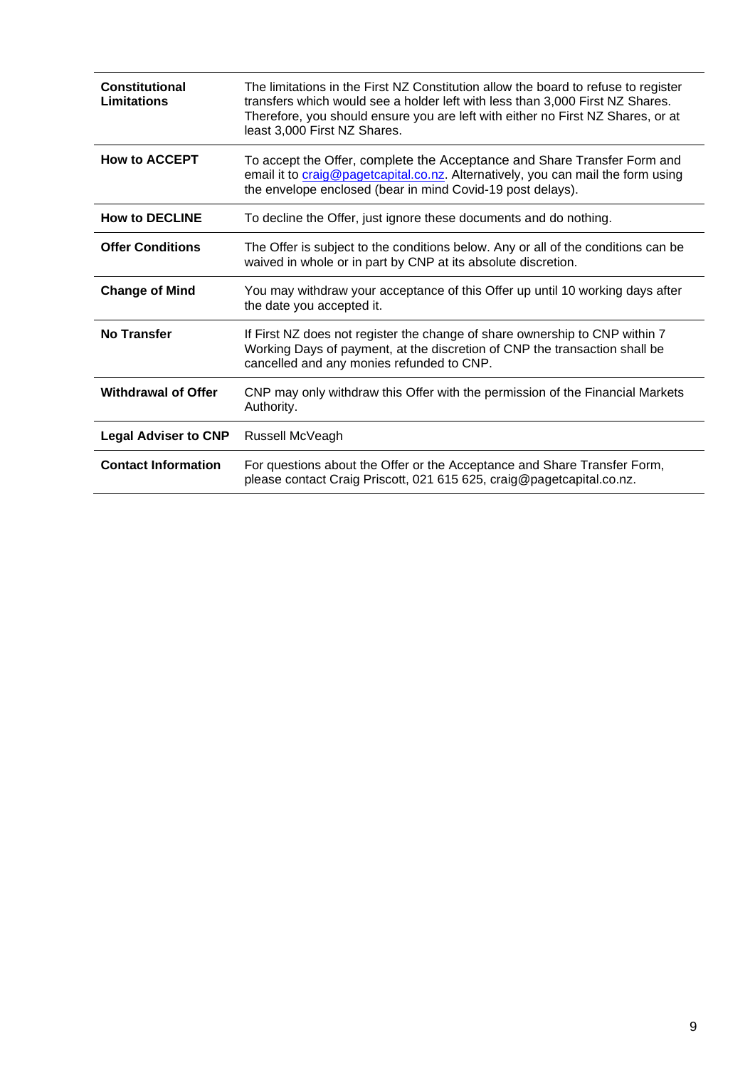| | |
|---|---|
| **Constitutional Limitations** | The limitations in the First NZ Constitution allow the board to refuse to register transfers which would see a holder left with less than 3,000 First NZ Shares. Therefore, you should ensure you are left with either no First NZ Shares, or at least 3,000 First NZ Shares. |
| **How to ACCEPT** | To accept the Offer, complete the Acceptance and Share Transfer Form and email it to craig@pagetcapital.co.nz. Alternatively, you can mail the form using the envelope enclosed (bear in mind Covid-19 post delays). |
| **How to DECLINE** | To decline the Offer, just ignore these documents and do nothing. |
| **Offer Conditions** | The Offer is subject to the conditions below. Any or all of the conditions can be waived in whole or in part by CNP at its absolute discretion. |
| **Change of Mind** | You may withdraw your acceptance of this Offer up until 10 working days after the date you accepted it. |
| **No Transfer** | If First NZ does not register the change of share ownership to CNP within 7 Working Days of payment, at the discretion of CNP the transaction shall be cancelled and any monies refunded to CNP. |
| **Withdrawal of Offer** | CNP may only withdraw this Offer with the permission of the Financial Markets Authority. |
| **Legal Adviser to CNP** | Russell McVeagh |
| **Contact Information** | For questions about the Offer or the Acceptance and Share Transfer Form, please contact Craig Priscott, 021 615 625, craig@pagetcapital.co.nz. |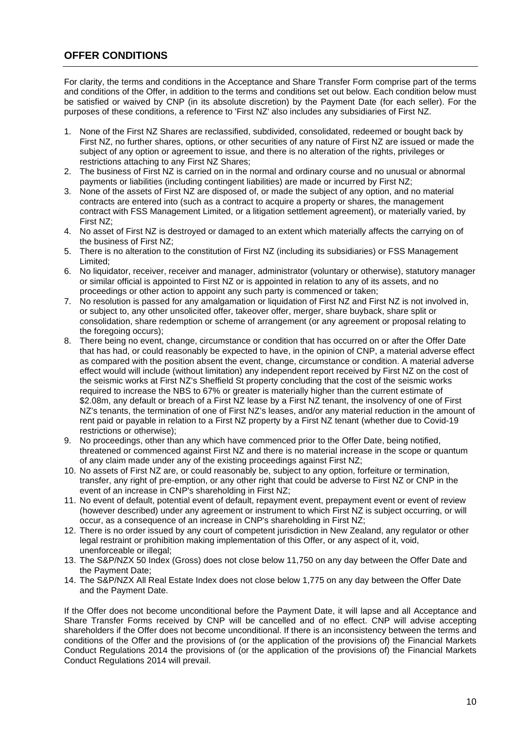## OFFER CONDITIONS

For clarity, the terms and conditions in the Acceptance and Share Transfer Form comprise part of the terms and conditions of the Offer, in addition to the terms and conditions set out below. Each condition below must be satisfied or waived by CNP (in its absolute discretion) by the Payment Date (for each seller). For the purposes of these conditions, a reference to 'First NZ' also includes any subsidiaries of First NZ.

1. None of the First NZ Shares are reclassified, subdivided, consolidated, redeemed or bought back by First NZ, no further shares, options, or other securities of any nature of First NZ are issued or made the subject of any option or agreement to issue, and there is no alteration of the rights, privileges or restrictions attaching to any First NZ Shares;
2. The business of First NZ is carried on in the normal and ordinary course and no unusual or abnormal payments or liabilities (including contingent liabilities) are made or incurred by First NZ;
3. None of the assets of First NZ are disposed of, or made the subject of any option, and no material contracts are entered into (such as a contract to acquire a property or shares, the management contract with FSS Management Limited, or a litigation settlement agreement), or materially varied, by First NZ;
4. No asset of First NZ is destroyed or damaged to an extent which materially affects the carrying on of the business of First NZ;
5. There is no alteration to the constitution of First NZ (including its subsidiaries) or FSS Management Limited;
6. No liquidator, receiver, receiver and manager, administrator (voluntary or otherwise), statutory manager or similar official is appointed to First NZ or is appointed in relation to any of its assets, and no proceedings or other action to appoint any such party is commenced or taken;
7. No resolution is passed for any amalgamation or liquidation of First NZ and First NZ is not involved in, or subject to, any other unsolicited offer, takeover offer, merger, share buyback, share split or consolidation, share redemption or scheme of arrangement (or any agreement or proposal relating to the foregoing occurs);
8. There being no event, change, circumstance or condition that has occurred on or after the Offer Date that has had, or could reasonably be expected to have, in the opinion of CNP, a material adverse effect as compared with the position absent the event, change, circumstance or condition. A material adverse effect would will include (without limitation) any independent report received by First NZ on the cost of the seismic works at First NZ's Sheffield St property concluding that the cost of the seismic works required to increase the NBS to 67% or greater is materially higher than the current estimate of $2.08m, any default or breach of a First NZ lease by a First NZ tenant, the insolvency of one of First NZ's tenants, the termination of one of First NZ's leases, and/or any material reduction in the amount of rent paid or payable in relation to a First NZ property by a First NZ tenant (whether due to Covid-19 restrictions or otherwise);
9. No proceedings, other than any which have commenced prior to the Offer Date, being notified, threatened or commenced against First NZ and there is no material increase in the scope or quantum of any claim made under any of the existing proceedings against First NZ;
10. No assets of First NZ are, or could reasonably be, subject to any option, forfeiture or termination, transfer, any right of pre-emption, or any other right that could be adverse to First NZ or CNP in the event of an increase in CNP's shareholding in First NZ;
11. No event of default, potential event of default, repayment event, prepayment event or event of review (however described) under any agreement or instrument to which First NZ is subject occurring, or will occur, as a consequence of an increase in CNP's shareholding in First NZ;
12. There is no order issued by any court of competent jurisdiction in New Zealand, any regulator or other legal restraint or prohibition making implementation of this Offer, or any aspect of it, void, unenforceable or illegal;
13. The S&P/NZX 50 Index (Gross) does not close below 11,750 on any day between the Offer Date and the Payment Date;
14. The S&P/NZX All Real Estate Index does not close below 1,775 on any day between the Offer Date and the Payment Date.

If the Offer does not become unconditional before the Payment Date, it will lapse and all Acceptance and Share Transfer Forms received by CNP will be cancelled and of no effect. CNP will advise accepting shareholders if the Offer does not become unconditional. If there is an inconsistency between the terms and conditions of the Offer and the provisions of (or the application of the provisions of) the Financial Markets Conduct Regulations 2014 the provisions of (or the application of the provisions of) the Financial Markets Conduct Regulations 2014 will prevail.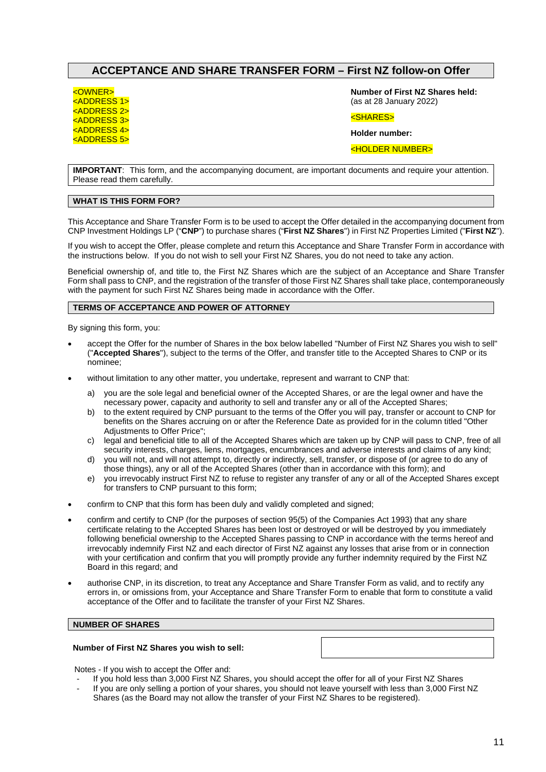# ACCEPTANCE AND SHARE TRANSFER FORM – First NZ follow-on Offer

<OWNER>
<ADDRESS 1>
<ADDRESS 2>
<ADDRESS 3>
<ADDRESS 4>
<ADDRESS 5>

**Number of First NZ Shares held:**
(as at 28 January 2022)

<SHARES>

**Holder number:**

<HOLDER NUMBER>

**IMPORTANT**: This form, and the accompanying document, are important documents and require your attention. Please read them carefully.

## WHAT IS THIS FORM FOR?

This Acceptance and Share Transfer Form is to be used to accept the Offer detailed in the accompanying document from CNP Investment Holdings LP ("**CNP**") to purchase shares ("**First NZ Shares**") in First NZ Properties Limited ("**First NZ**").

If you wish to accept the Offer, please complete and return this Acceptance and Share Transfer Form in accordance with the instructions below. If you do not wish to sell your First NZ Shares, you do not need to take any action.

Beneficial ownership of, and title to, the First NZ Shares which are the subject of an Acceptance and Share Transfer Form shall pass to CNP, and the registration of the transfer of those First NZ Shares shall take place, contemporaneously with the payment for such First NZ Shares being made in accordance with the Offer.

## TERMS OF ACCEPTANCE AND POWER OF ATTORNEY

By signing this form, you:

- accept the Offer for the number of Shares in the box below labelled "Number of First NZ Shares you wish to sell" ("**Accepted Shares**"), subject to the terms of the Offer, and transfer title to the Accepted Shares to CNP or its nominee;
- without limitation to any other matter, you undertake, represent and warrant to CNP that:
  a) you are the sole legal and beneficial owner of the Accepted Shares, or are the legal owner and have the necessary power, capacity and authority to sell and transfer any or all of the Accepted Shares;
  b) to the extent required by CNP pursuant to the terms of the Offer you will pay, transfer or account to CNP for benefits on the Shares accruing on or after the Reference Date as provided for in the column titled "Other Adjustments to Offer Price";
  c) legal and beneficial title to all of the Accepted Shares which are taken up by CNP will pass to CNP, free of all security interests, charges, liens, mortgages, encumbrances and adverse interests and claims of any kind;
  d) you will not, and will not attempt to, directly or indirectly, sell, transfer, or dispose of (or agree to do any of those things), any or all of the Accepted Shares (other than in accordance with this form); and
  e) you irrevocably instruct First NZ to refuse to register any transfer of any or all of the Accepted Shares except for transfers to CNP pursuant to this form;
- confirm to CNP that this form has been duly and validly completed and signed;
- confirm and certify to CNP (for the purposes of section 95(5) of the Companies Act 1993) that any share certificate relating to the Accepted Shares has been lost or destroyed or will be destroyed by you immediately following beneficial ownership to the Accepted Shares passing to CNP in accordance with the terms hereof and irrevocably indemnify First NZ and each director of First NZ against any losses that arise from or in connection with your certification and confirm that you will promptly provide any further indemnity required by the First NZ Board in this regard; and
- authorise CNP, in its discretion, to treat any Acceptance and Share Transfer Form as valid, and to rectify any errors in, or omissions from, your Acceptance and Share Transfer Form to enable that form to constitute a valid acceptance of the Offer and to facilitate the transfer of your First NZ Shares.

## NUMBER OF SHARES

| **Number of First NZ Shares you wish to sell:** | |
|---|---|

Notes - If you wish to accept the Offer and:

- If you hold less than 3,000 First NZ Shares, you should accept the offer for all of your First NZ Shares
- If you are only selling a portion of your shares, you should not leave yourself with less than 3,000 First NZ Shares (as the Board may not allow the transfer of your First NZ Shares to be registered).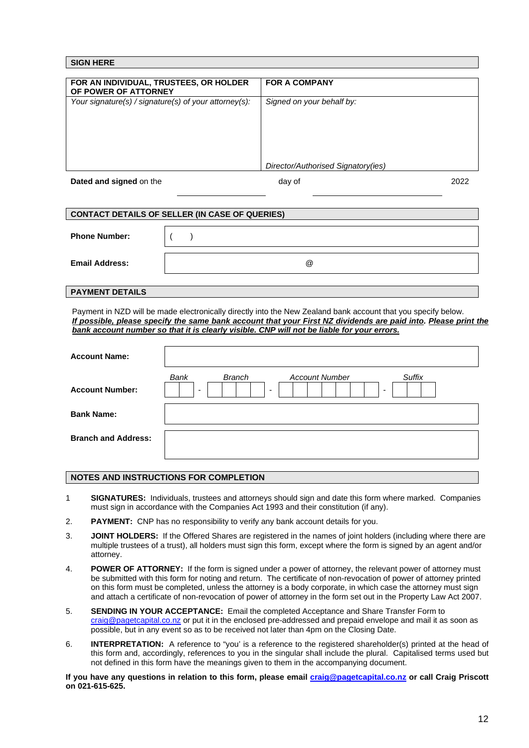## SIGN HERE

| FOR AN INDIVIDUAL, TRUSTEES, OR HOLDER OF POWER OF ATTORNEY | FOR A COMPANY |
| --- | --- |
| *Your signature(s) / signature(s) of your attorney(s):* | *Signed on your behalf by:* <br><br><br><br> *Director/Authorised Signatory(ies)* |

**Dated and signed** on the \_\_\_\_\_\_\_\_\_\_\_\_\_\_ day of \_\_\_\_\_\_\_\_\_\_\_\_\_\_\_\_\_\_ 2022

## CONTACT DETAILS OF SELLER (IN CASE OF QUERIES)

| | |
| --- | --- |
| **Phone Number:** | (   ) |
| **Email Address:** | @ |

## PAYMENT DETAILS

Payment in NZD will be made electronically directly into the New Zealand bank account that you specify below. ***If possible, please specify the same bank account that your First NZ dividends are paid into. Please print the bank account number so that it is clearly visible. CNP will not be liable for your errors.***

| | |
| --- | --- |
| **Account Name:** | |
| **Account Number:** | *Bank* \_\_ - *Branch* \_\_\_\_ - *Account Number* \_\_\_\_\_\_\_ - *Suffix* \_\_\_ |
| **Bank Name:** | |
| **Branch and Address:** | |

## NOTES AND INSTRUCTIONS FOR COMPLETION

1 **SIGNATURES:** Individuals, trustees and attorneys should sign and date this form where marked. Companies must sign in accordance with the Companies Act 1993 and their constitution (if any).

2. **PAYMENT:** CNP has no responsibility to verify any bank account details for you.

3. **JOINT HOLDERS:** If the Offered Shares are registered in the names of joint holders (including where there are multiple trustees of a trust), all holders must sign this form, except where the form is signed by an agent and/or attorney.

4. **POWER OF ATTORNEY:** If the form is signed under a power of attorney, the relevant power of attorney must be submitted with this form for noting and return. The certificate of non-revocation of power of attorney printed on this form must be completed, unless the attorney is a body corporate, in which case the attorney must sign and attach a certificate of non-revocation of power of attorney in the form set out in the Property Law Act 2007.

5. **SENDING IN YOUR ACCEPTANCE:** Email the completed Acceptance and Share Transfer Form to craig@pagetcapital.co.nz or put it in the enclosed pre-addressed and prepaid envelope and mail it as soon as possible, but in any event so as to be received not later than 4pm on the Closing Date.

6. **INTERPRETATION:** A reference to "you" is a reference to the registered shareholder(s) printed at the head of this form and, accordingly, references to you in the singular shall include the plural. Capitalised terms used but not defined in this form have the meanings given to them in the accompanying document.

**If you have any questions in relation to this form, please email craig@pagetcapital.co.nz or call Craig Priscott on 021-615-625.**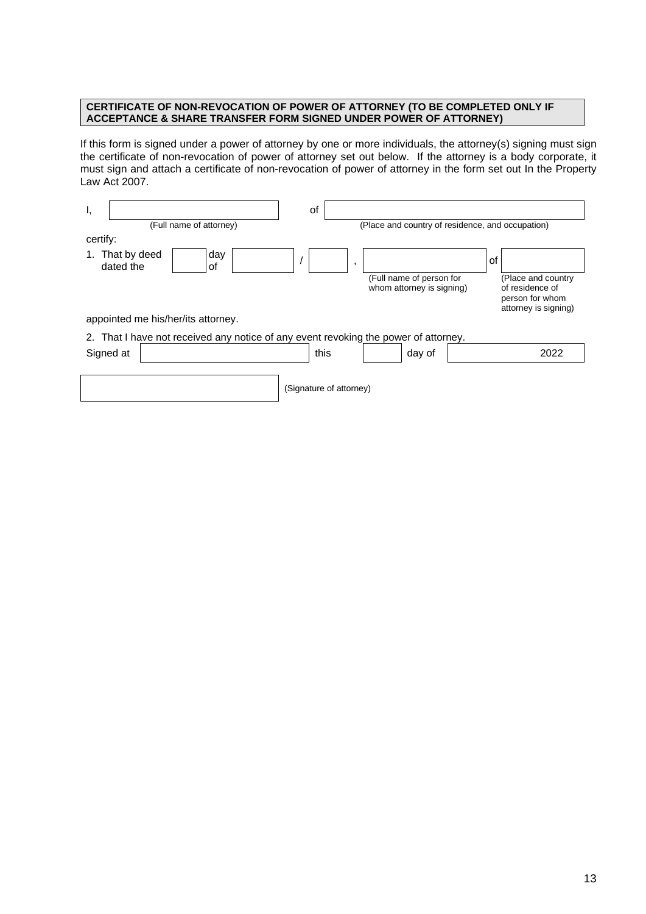**CERTIFICATE OF NON-REVOCATION OF POWER OF ATTORNEY (TO BE COMPLETED ONLY IF ACCEPTANCE & SHARE TRANSFER FORM SIGNED UNDER POWER OF ATTORNEY)**

If this form is signed under a power of attorney by one or more individuals, the attorney(s) signing must sign the certificate of non-revocation of power of attorney set out below. If the attorney is a body corporate, it must sign and attach a certificate of non-revocation of power of attorney in the form set out In the Property Law Act 2007.

I, ____________________ of ____________________
(Full name of attorney) (Place and country of residence, and occupation)

certify:

1. That by deed dated the ______ day of ______ / ______ , ____________________ of ____________________
(Full name of person for whom attorney is signing) (Place and country of residence of person for whom attorney is signing)

appointed me his/her/its attorney.

2. That I have not received any notice of any event revoking the power of attorney.

Signed at ____________________ this ______ day of ____________________ 2022

____________________ (Signature of attorney)